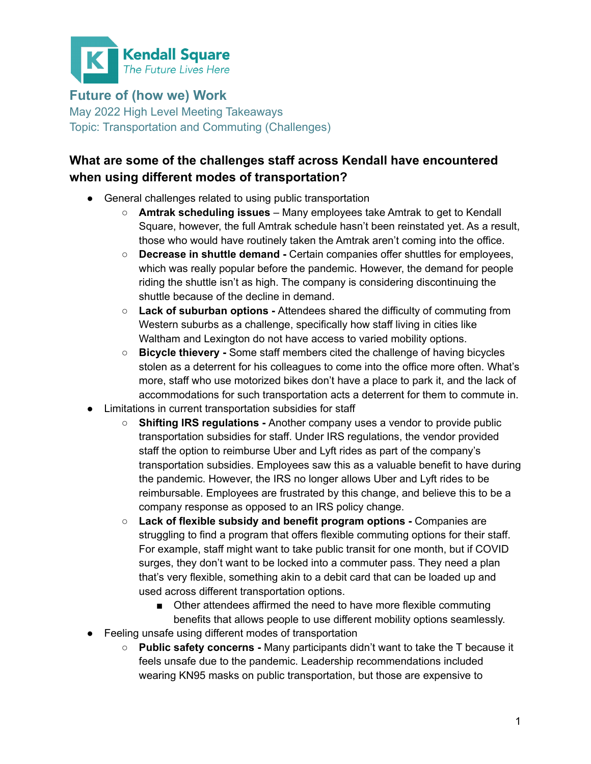Kendall Square
*The Future Lives Here*

# Future of (how we) Work

May 2022 High Level Meeting Takeaways
Topic: Transportation and Commuting (Challenges)

## What are some of the challenges staff across Kendall have encountered when using different modes of transportation?

- General challenges related to using public transportation
    - **Amtrak scheduling issues** – Many employees take Amtrak to get to Kendall Square, however, the full Amtrak schedule hasn't been reinstated yet. As a result, those who would have routinely taken the Amtrak aren't coming into the office.
    - **Decrease in shuttle demand -** Certain companies offer shuttles for employees, which was really popular before the pandemic. However, the demand for people riding the shuttle isn't as high. The company is considering discontinuing the shuttle because of the decline in demand.
    - **Lack of suburban options -** Attendees shared the difficulty of commuting from Western suburbs as a challenge, specifically how staff living in cities like Waltham and Lexington do not have access to varied mobility options.
    - **Bicycle thievery -** Some staff members cited the challenge of having bicycles stolen as a deterrent for his colleagues to come into the office more often. What's more, staff who use motorized bikes don't have a place to park it, and the lack of accommodations for such transportation acts a deterrent for them to commute in.
- Limitations in current transportation subsidies for staff
    - **Shifting IRS regulations -** Another company uses a vendor to provide public transportation subsidies for staff. Under IRS regulations, the vendor provided staff the option to reimburse Uber and Lyft rides as part of the company's transportation subsidies. Employees saw this as a valuable benefit to have during the pandemic. However, the IRS no longer allows Uber and Lyft rides to be reimbursable. Employees are frustrated by this change, and believe this to be a company response as opposed to an IRS policy change.
    - **Lack of flexible subsidy and benefit program options -** Companies are struggling to find a program that offers flexible commuting options for their staff. For example, staff might want to take public transit for one month, but if COVID surges, they don't want to be locked into a commuter pass. They need a plan that's very flexible, something akin to a debit card that can be loaded up and used across different transportation options.
        - Other attendees affirmed the need to have more flexible commuting benefits that allows people to use different mobility options seamlessly.
- Feeling unsafe using different modes of transportation
    - **Public safety concerns -** Many participants didn't want to take the T because it feels unsafe due to the pandemic. Leadership recommendations included wearing KN95 masks on public transportation, but those are expensive to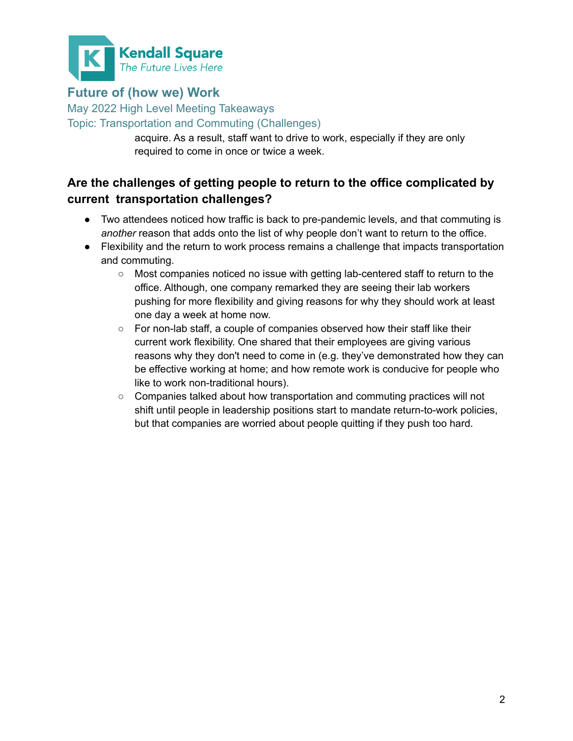acquire. As a result, staff want to drive to work, especially if they are only required to come in once or twice a week.

### Are the challenges of getting people to return to the office complicated by current transportation challenges?

- Two attendees noticed how traffic is back to pre-pandemic levels, and that commuting is *another* reason that adds onto the list of why people don't want to return to the office.
- Flexibility and the return to work process remains a challenge that impacts transportation and commuting.
  - Most companies noticed no issue with getting lab-centered staff to return to the office. Although, one company remarked they are seeing their lab workers pushing for more flexibility and giving reasons for why they should work at least one day a week at home now.
  - For non-lab staff, a couple of companies observed how their staff like their current work flexibility. One shared that their employees are giving various reasons why they don't need to come in (e.g. they've demonstrated how they can be effective working at home; and how remote work is conducive for people who like to work non-traditional hours).
  - Companies talked about how transportation and commuting practices will not shift until people in leadership positions start to mandate return-to-work policies, but that companies are worried about people quitting if they push too hard.